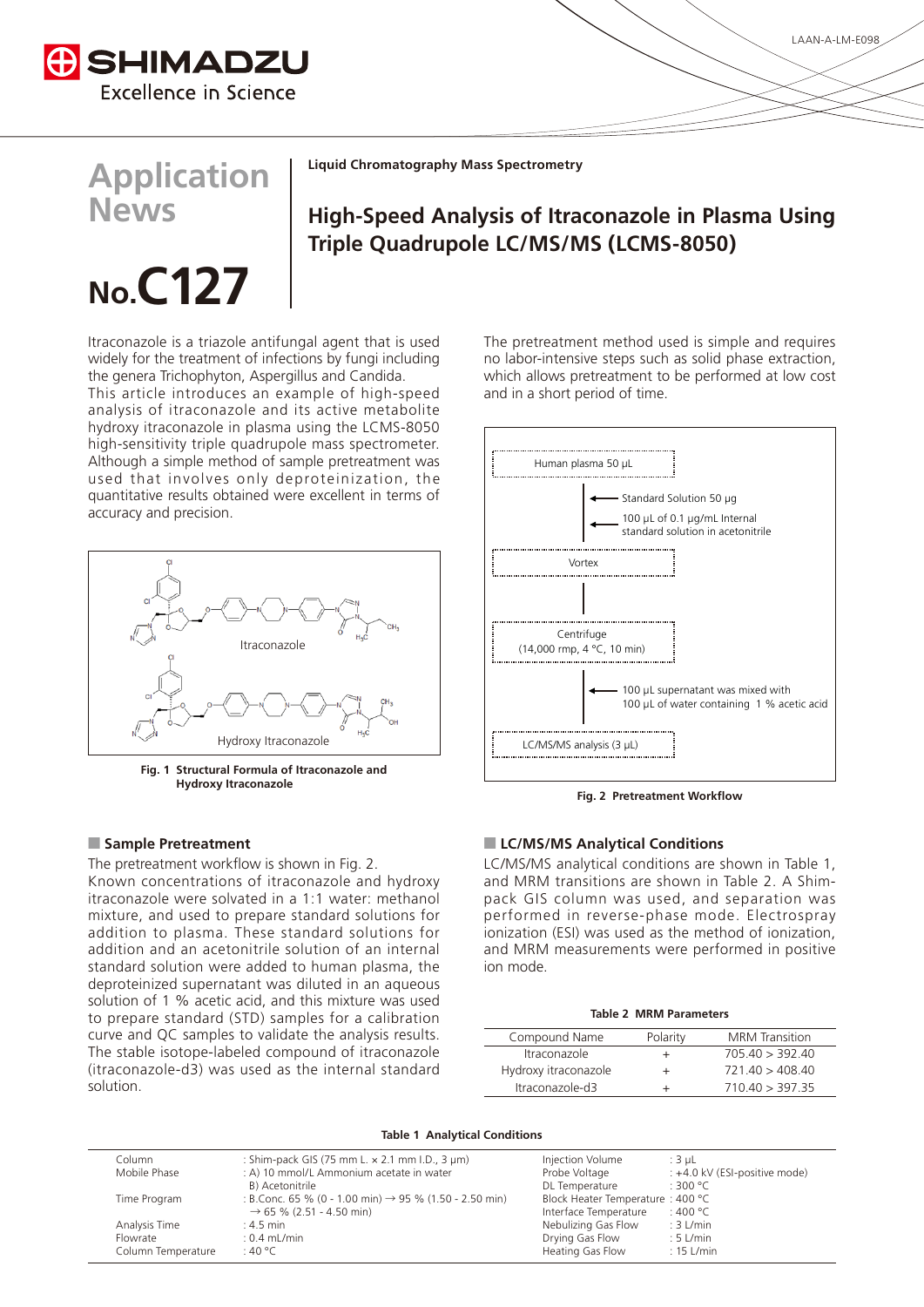Liquid Chromatography Mass Spectrometry

# High-Speed Analysis of Itraconazole in Plasma Using Triple Quadrupole LC/MS/MS (LCMS-8050)

Application News No.C127

Itraconazole is a triazole antifungal agent that is used widely for the treatment of infections by fungi including the genera Trichophyton, Aspergillus and Candida.
This article introduces an example of high-speed analysis of itraconazole and its active metabolite hydroxy itraconazole in plasma using the LCMS-8050 high-sensitivity triple quadrupole mass spectrometer. Although a simple method of sample pretreatment was used that involves only deproteinization, the quantitative results obtained were excellent in terms of accuracy and precision.

Itraconazole

Hydroxy Itraconazole

**Fig. 1 Structural Formula of Itraconazole and Hydroxy Itraconazole**

The pretreatment method used is simple and requires no labor-intensive steps such as solid phase extraction, which allows pretreatment to be performed at low cost and in a short period of time.

Human plasma 50 µL
← Standard Solution 50 µg
← 100 µL of 0.1 µg/mL Internal standard solution in acetonitrile
Vortex
Centrifuge (14,000 rmp, 4 °C, 10 min)
← 100 µL supernatant was mixed with 100 µL of water containing 1 % acetic acid
LC/MS/MS analysis (3 µL)

**Fig. 2 Pretreatment Workflow**

## Sample Pretreatment

The pretreatment workflow is shown in Fig. 2.
Known concentrations of itraconazole and hydroxy itraconazole were solvated in a 1:1 water: methanol mixture, and used to prepare standard solutions for addition to plasma. These standard solutions for addition and an acetonitrile solution of an internal standard solution were added to human plasma, the deproteinized supernatant was diluted in an aqueous solution of 1 % acetic acid, and this mixture was used to prepare standard (STD) samples for a calibration curve and QC samples to validate the analysis results. The stable isotope-labeled compound of itraconazole (itraconazole-d3) was used as the internal standard solution.

## LC/MS/MS Analytical Conditions

LC/MS/MS analytical conditions are shown in Table 1, and MRM transitions are shown in Table 2. A Shim-pack GIS column was used, and separation was performed in reverse-phase mode. Electrospray ionization (ESI) was used as the method of ionization, and MRM measurements were performed in positive ion mode.

**Table 2 MRM Parameters**

| Compound Name | Polarity | MRM Transition |
|---|---|---|
| Itraconazole | + | 705.40 > 392.40 |
| Hydroxy itraconazole | + | 721.40 > 408.40 |
| Itraconazole-d3 | + | 710.40 > 397.35 |

**Table 1 Analytical Conditions**

| | | | |
|---|---|---|---|
| Column | : Shim-pack GIS (75 mm L. × 2.1 mm I.D., 3 µm) | Injection Volume | : 3 µL |
| Mobile Phase | : A) 10 mmol/L Ammonium acetate in water<br>B) Acetonitrile | Probe Voltage | : +4.0 kV (ESI-positive mode) |
| | | DL Temperature | : 300 °C |
| Time Program | : B.Conc. 65 % (0 - 1.00 min) → 95 % (1.50 - 2.50 min) → 65 % (2.51 - 4.50 min) | Block Heater Temperature | : 400 °C |
| | | Interface Temperature | : 400 °C |
| Analysis Time | : 4.5 min | Nebulizing Gas Flow | : 3 L/min |
| Flowrate | : 0.4 mL/min | Drying Gas Flow | : 5 L/min |
| Column Temperature | : 40 °C | Heating Gas Flow | : 15 L/min |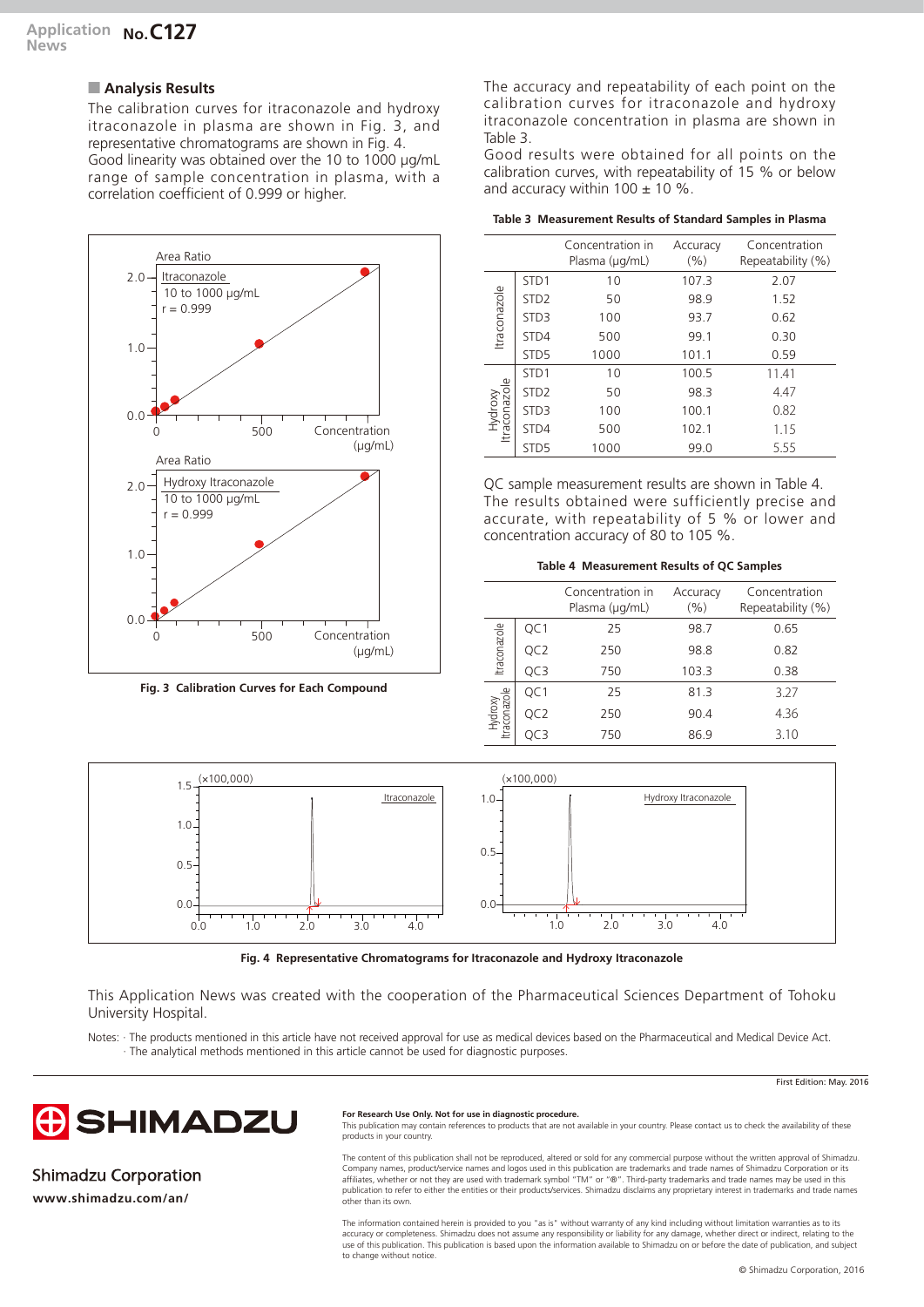## Analysis Results

The calibration curves for itraconazole and hydroxy itraconazole in plasma are shown in Fig. 3, and representative chromatograms are shown in Fig. 4.
Good linearity was obtained over the 10 to 1000 μg/mL range of sample concentration in plasma, with a correlation coefficient of 0.999 or higher.

Area Ratio
2.0
1.0
0.0
Itraconazole
10 to 1000 μg/mL
r = 0.999
0
500
Concentration
(μg/mL)

Area Ratio
2.0
1.0
0.0
Hydroxy Itraconazole
10 to 1000 μg/mL
r = 0.999
0
500
Concentration
(μg/mL)

**Fig. 3 Calibration Curves for Each Compound**

The accuracy and repeatability of each point on the calibration curves for itraconazole and hydroxy itraconazole concentration in plasma are shown in Table 3.
Good results were obtained for all points on the calibration curves, with repeatability of 15 % or below and accuracy within 100 ± 10 %.

**Table 3 Measurement Results of Standard Samples in Plasma**

| | | Concentration in Plasma (μg/mL) | Accuracy (%) | Concentration Repeatability (%) |
|---|---|---|---|---|
| Itraconazole | STD1 | 10 | 107.3 | 2.07 |
| | STD2 | 50 | 98.9 | 1.52 |
| | STD3 | 100 | 93.7 | 0.62 |
| | STD4 | 500 | 99.1 | 0.30 |
| | STD5 | 1000 | 101.1 | 0.59 |
| Hydroxy Itraconazole | STD1 | 10 | 100.5 | 11.41 |
| | STD2 | 50 | 98.3 | 4.47 |
| | STD3 | 100 | 100.1 | 0.82 |
| | STD4 | 500 | 102.1 | 1.15 |
| | STD5 | 1000 | 99.0 | 5.55 |

QC sample measurement results are shown in Table 4.
The results obtained were sufficiently precise and accurate, with repeatability of 5 % or lower and concentration accuracy of 80 to 105 %.

**Table 4 Measurement Results of QC Samples**

| | | Concentration in Plasma (μg/mL) | Accuracy (%) | Concentration Repeatability (%) |
|---|---|---|---|---|
| Itraconazole | QC1 | 25 | 98.7 | 0.65 |
| | QC2 | 250 | 98.8 | 0.82 |
| | QC3 | 750 | 103.3 | 0.38 |
| Hydroxy Itraconazole | QC1 | 25 | 81.3 | 3.27 |
| | QC2 | 250 | 90.4 | 4.36 |
| | QC3 | 750 | 86.9 | 3.10 |

(×100,000)
1.5
1.0
0.5
0.0
Itraconazole
0.0
1.0
2.0
3.0
4.0

(×100,000)
1.0
0.5
0.0
Hydroxy Itraconazole
1.0
2.0
3.0
4.0

**Fig. 4 Representative Chromatograms for Itraconazole and Hydroxy Itraconazole**

This Application News was created with the cooperation of the Pharmaceutical Sciences Department of Tohoku University Hospital.

Notes: · The products mentioned in this article have not received approval for use as medical devices based on the Pharmaceutical and Medical Device Act.
· The analytical methods mentioned in this article cannot be used for diagnostic purposes.

First Edition: May. 2016

**For Research Use Only. Not for use in diagnostic procedure.**
This publication may contain references to products that are not available in your country. Please contact us to check the availability of these products in your country.

The content of this publication shall not be reproduced, altered or sold for any commercial purpose without the written approval of Shimadzu. Company names, product/service names and logos used in this publication are trademarks and trade names of Shimadzu Corporation or its affiliates, whether or not they are used with trademark symbol "TM" or "®". Third-party trademarks and trade names may be used in this publication to refer to either the entities or their products/services. Shimadzu disclaims any proprietary interest in trademarks and trade names other than its own.

The information contained herein is provided to you "as is" without warranty of any kind including without limitation warranties as to its accuracy or completeness. Shimadzu does not assume any responsibility or liability for any damage, whether direct or indirect, relating to the use of this publication. This publication is based upon the information available to Shimadzu on or before the date of publication, and subject to change without notice.

SHIMADZU

Shimadzu Corporation
www.shimadzu.com/an/

© Shimadzu Corporation, 2016